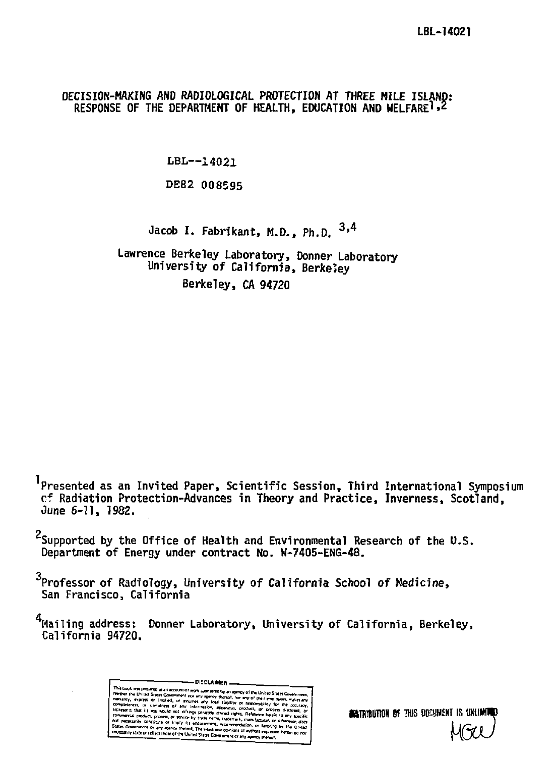LBL-14021

# DECISION-MAKING AND RADIOLOGICAL PROTECTION AT THREE MILE ISLAND: RESPONSE OF THE DEPARTMENT OF HEALTH, EDUCATION AND WELFARE[1,2]

LBL--14021

DE82 008595

Jacob I. Fabrikant, M.D., Ph.D. [3,4]

Lawrence Berkeley Laboratory, Donner Laboratory
University of California, Berkeley
Berkeley, CA 94720

[1] Presented as an Invited Paper, Scientific Session, Third International Symposium of Radiation Protection-Advances in Theory and Practice, Inverness, Scotland, June 6-11, 1982.

[2] Supported by the Office of Health and Environmental Research of the U.S. Department of Energy under contract No. W-7405-ENG-48.

[3] Professor of Radiology, University of California School of Medicine, San Francisco, California

[4] Mailing address: Donner Laboratory, University of California, Berkeley, California 94720.

DISCLAIMER

This book was prepared as an account of work sponsored by an agency of the United States Government. Neither the United States Government nor any agency thereof, nor any of their employees, makes any warranty, express or implied, or assumes any legal liability or responsibility for the accuracy, completeness, or usefulness of any information, apparatus, product, or process disclosed, or represents that its use would not infringe privately owned rights. Reference herein to any specific commercial product, process, or service by trade name, trademark, manufacturer, or otherwise, does not necessarily constitute or imply its endorsement, recommendation, or favoring by the United States Government or any agency thereof. The views and opinions of authors expressed herein do not necessarily state or reflect those of the United States Government or any agency thereof.

DISTRIBUTION OF THIS DOCUMENT IS UNLIMITED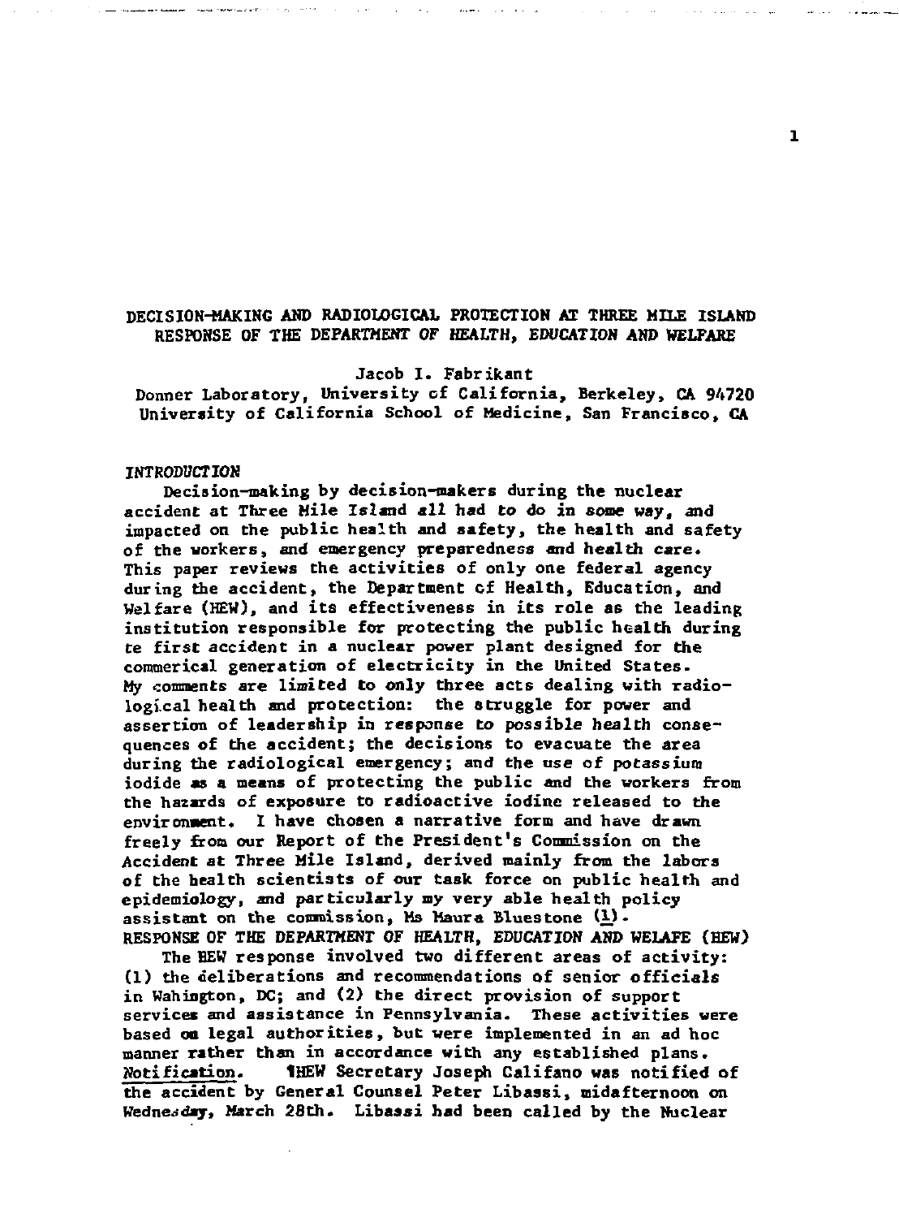# DECISION-MAKING AND RADIOLOGICAL PROTECTION AT THREE MILE ISLAND RESPONSE OF THE DEPARTMENT OF HEALTH, EDUCATION AND WELFARE

Jacob I. Fabrikant

Donner Laboratory, University of California, Berkeley, CA 94720
University of California School of Medicine, San Francisco, CA

## INTRODUCTION

Decision-making by decision-makers during the nuclear accident at Three Mile Island all had to do in some way, and impacted on the public health and safety, the health and safety of the workers, and emergency preparedness and health care. This paper reviews the activities of only one federal agency during the accident, the Department of Health, Education, and Welfare (HEW), and its effectiveness in its role as the leading institution responsible for protecting the public health during te first accident in a nuclear power plant designed for the commerical generation of electricity in the United States. My comments are limited to only three acts dealing with radiological health and protection: the struggle for power and assertion of leadership in response to possible health consequences of the accident; the decisions to evacuate the area during the radiological emergency; and the use of potassium iodide as a means of protecting the public and the workers from the hazards of exposure to radioactive iodine released to the environment. I have chosen a narrative form and have drawn freely from our Report of the President's Commission on the Accident at Three Mile Island, derived mainly from the labors of the health scientists of our task force on public health and epidemiology, and particularly my very able health policy assistant on the commission, Ms Maura Bluestone (1).

## RESPONSE OF THE DEPARTMENT OF HEALTH, EDUCATION AND WELAFE (HEW)

The HEW response involved two different areas of activity: (1) the deliberations and recommendations of senior officials in Wahington, DC; and (2) the direct provision of support services and assistance in Pennsylvania. These activities were based on legal authorities, but were implemented in an ad hoc manner rather than in accordance with any established plans.

Notification. HEW Secretary Joseph Califano was notified of the accident by General Counsel Peter Libassi, midafternoon on Wednesday, March 28th. Libassi had been called by the Nuclear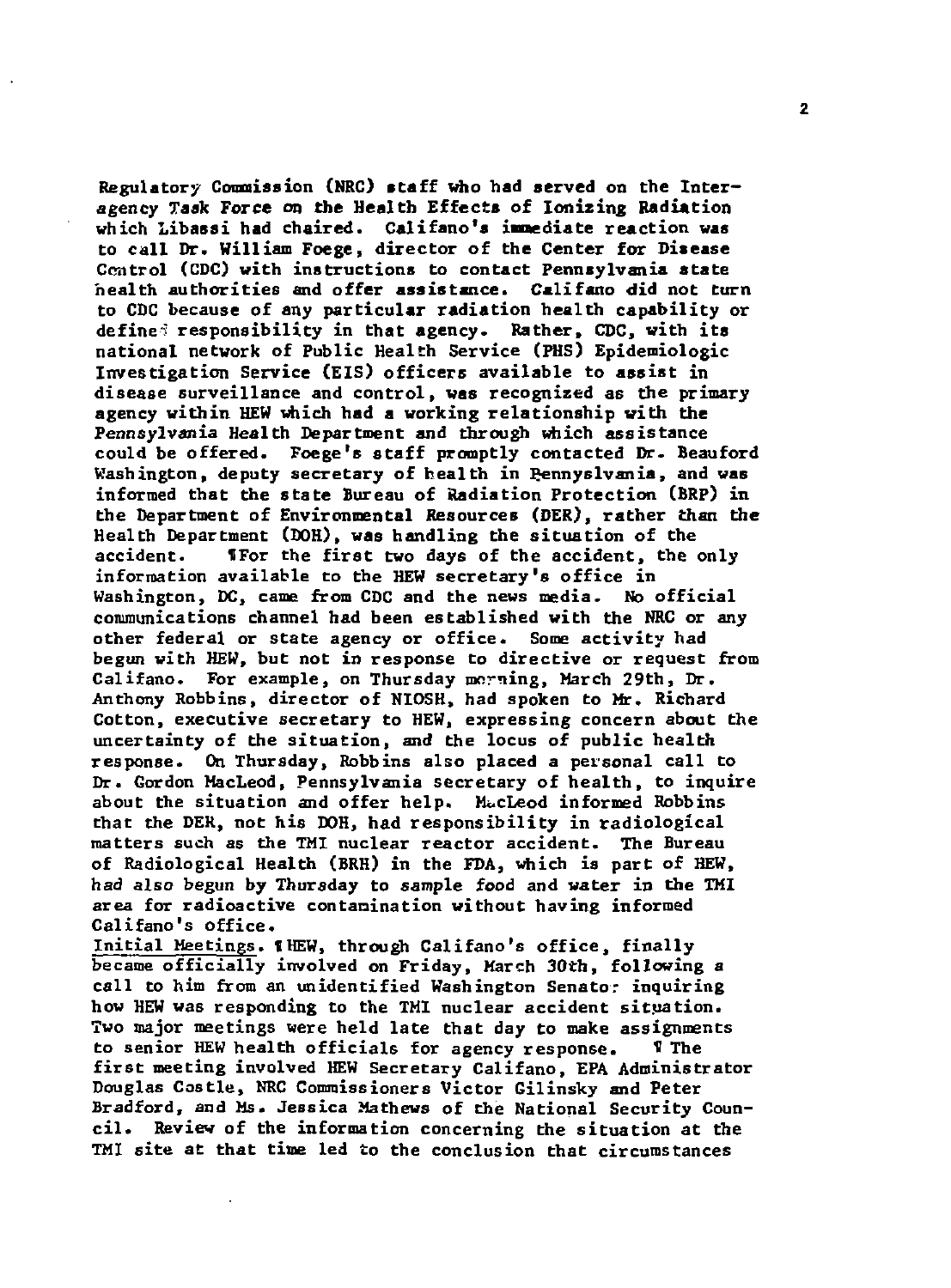Regulatory Commission (NRC) staff who had served on the Interagency Task Force on the Health Effects of Ionizing Radiation which Libassi had chaired. Califano's immediate reaction was to call Dr. William Foege, director of the Center for Disease Control (CDC) with instructions to contact Pennsylvania state health authorities and offer assistance. Califano did not turn to CDC because of any particular radiation health capability or defined responsibility in that agency. Rather, CDC, with its national network of Public Health Service (PHS) Epidemiologic Investigation Service (EIS) officers available to assist in disease surveillance and control, was recognized as the primary agency within HEW which had a working relationship with the Pennsylvania Health Department and through which assistance could be offered. Foege's staff promptly contacted Dr. Beauford Washington, deputy secretary of health in Pennyslvania, and was informed that the state Bureau of Radiation Protection (BRP) in the Department of Environmental Resources (DER), rather than the Health Department (DOH), was handling the situation of the accident. ¶For the first two days of the accident, the only information available to the HEW secretary's office in Washington, DC, came from CDC and the news media. No official communications channel had been established with the NRC or any other federal or state agency or office. Some activity had begun with HEW, but not in response to directive or request from Califano. For example, on Thursday morning, March 29th, Dr. Anthony Robbins, director of NIOSH, had spoken to Mr. Richard Cotton, executive secretary to HEW, expressing concern about the uncertainty of the situation, and the locus of public health response. On Thursday, Robbins also placed a personal call to Dr. Gordon MacLeod, Pennsylvania secretary of health, to inquire about the situation and offer help. MacLeod informed Robbins that the DER, not his DOH, had responsibility in radiological matters such as the TMI nuclear reactor accident. The Bureau of Radiological Health (BRH) in the FDA, which is part of HEW, had also begun by Thursday to sample food and water in the TMI area for radioactive contamination without having informed Califano's office.

<u>Initial Meetings</u>. ¶HEW, through Califano's office, finally became officially involved on Friday, March 30th, following a call to him from an unidentified Washington Senator inquiring how HEW was responding to the TMI nuclear accident situation. Two major meetings were held late that day to make assignments to senior HEW health officials for agency response. ¶ The first meeting involved HEW Secretary Califano, EPA Administrator Douglas Costle, NRC Commissioners Victor Gilinsky and Peter Bradford, and Ms. Jessica Mathews of the National Security Council. Review of the information concerning the situation at the TMI site at that time led to the conclusion that circumstances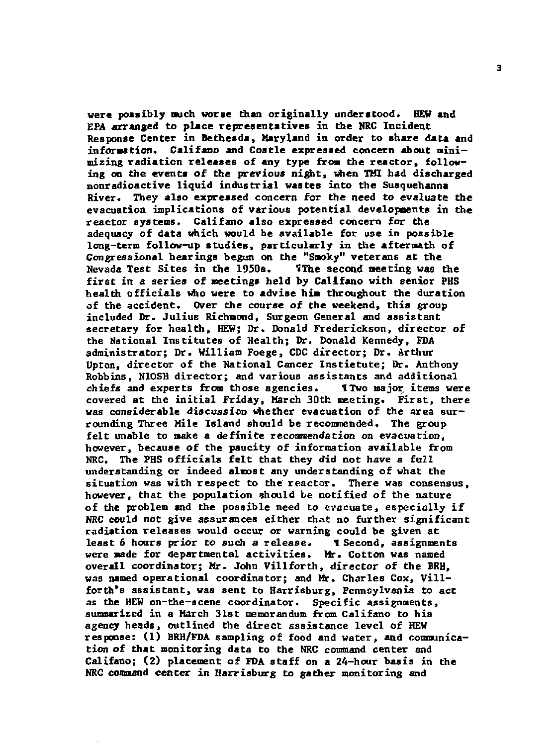were possibly much worse than originally understood. HEW and EPA arranged to place representatives in the NRC Incident Response Center in Bethesda, Maryland in order to share data and information. Califano and Costle expressed concern about minimizing radiation releases of any type from the reactor, following on the events of the previous night, when TMI had discharged nonradioactive liquid industrial wastes into the Susquehanna River. They also expressed concern for the need to evaluate the evacuation implications of various potential developments in the reactor systems. Califano also expressed concern for the adequacy of data which would be available for use in possible long-term follow-up studies, particularly in the aftermath of Congressional hearings begun on the "Smoky" veterans at the Nevada Test Sites in the 1950s.

¶The second meeting was the first in a series of meetings held by Califano with senior PHS health officials who were to advise him throughout the duration of the accident. Over the course of the weekend, this group included Dr. Julius Richmond, Surgeon General and assistant secretary for health, HEW; Dr. Donald Frederickson, director of the National Institutes of Health; Dr. Donald Kennedy, FDA administrator; Dr. William Foege, CDC director; Dr. Arthur Upton, director of the National Cancer Instietute; Dr. Anthony Robbins, NIOSH director; and various assistants and additional chiefs and experts from those agencies.

¶Two major items were covered at the initial Friday, March 30th meeting. First, there was considerable discussion whether evacuation of the area surrounding Three Mile Island should be recommended. The group felt unable to make a definite recommendation on evacuation, however, because of the paucity of information available from NRC. The PHS officials felt that they did not have a full understanding or indeed almost any understanding of what the situation was with respect to the reactor. There was consensus, however, that the population should be notified of the nature of the problem and the possible need to evacuate, especially if NRC could not give assurances either that no further significant radiation releases would occur or warning could be given at least 6 hours prior to such a release.

¶Second, assignments were made for departmental activities. Mr. Cotton was named overall coordinator; Mr. John Villforth, director of the BRH, was named operational coordinator; and Mr. Charles Cox, Villforth's assistant, was sent to Harrisburg, Pennsylvania to act as the HEW on-the-scene coordinator. Specific assignments, summarized in a March 31st memorandum from Califano to his agency heads, outlined the direct assistance level of HEW response: (1) BRH/FDA sampling of food and water, and communication of that monitoring data to the NRC command center and Califano; (2) placement of FDA staff on a 24-hour basis in the NRC command center in Harrisburg to gather monitoring and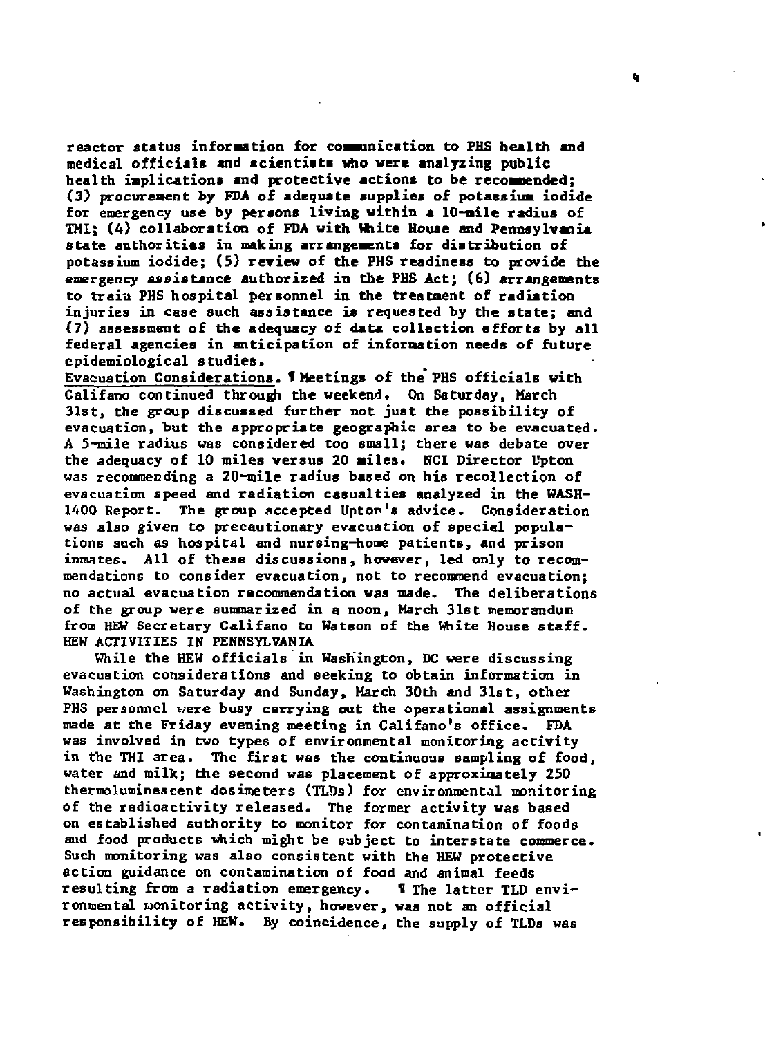reactor status information for communication to PHS health and medical officials and scientists who were analyzing public health implications and protective actions to be recommended; (3) procurement by FDA of adequate supplies of potassium iodide for emergency use by persons living within a 10-mile radius of TMI; (4) collaboration of FDA with White House and Pennsylvania state authorities in making arrangements for distribution of potassium iodide; (5) review of the PHS readiness to provide the emergency assistance authorized in the PHS Act; (6) arrangements to train PHS hospital personnel in the treatment of radiation injuries in case such assistance is requested by the state; and (7) assessment of the adequacy of data collection efforts by all federal agencies in anticipation of information needs of future epidemiological studies.

Evacuation Considerations. ¶ Meetings of the PHS officials with Califano continued through the weekend. On Saturday, March 31st, the group discussed further not just the possibility of evacuation, but the appropriate geographic area to be evacuated. A 5-mile radius was considered too small; there was debate over the adequacy of 10 miles versus 20 miles. NCI Director Upton was recommending a 20-mile radius based on his recollection of evacuation speed and radiation casualties analyzed in the WASH-1400 Report. The group accepted Upton's advice. Consideration was also given to precautionary evacuation of special populations such as hospital and nursing-home patients, and prison inmates. All of these discussions, however, led only to recommendations to consider evacuation, not to recommend evacuation; no actual evacuation recommendation was made. The deliberations of the group were summarized in a noon, March 31st memorandum from HEW Secretary Califano to Watson of the White House staff.

HEW ACTIVITIES IN PENNSYLVANIA

While the HEW officials in Washington, DC were discussing evacuation considerations and seeking to obtain information in Washington on Saturday and Sunday, March 30th and 31st, other PHS personnel were busy carrying out the operational assignments made at the Friday evening meeting in Califano's office. FDA was involved in two types of environmental monitoring activity in the TMI area. The first was the continuous sampling of food, water and milk; the second was placement of approximately 250 thermoluminescent dosimeters (TLDs) for environmental monitoring of the radioactivity released. The former activity was based on established authority to monitor for contamination of foods and food products which might be subject to interstate commerce. Such monitoring was also consistent with the HEW protective action guidance on contamination of food and animal feeds resulting from a radiation emergency. ¶ The latter TLD environmental monitoring activity, however, was not an official responsibility of HEW. By coincidence, the supply of TLDs was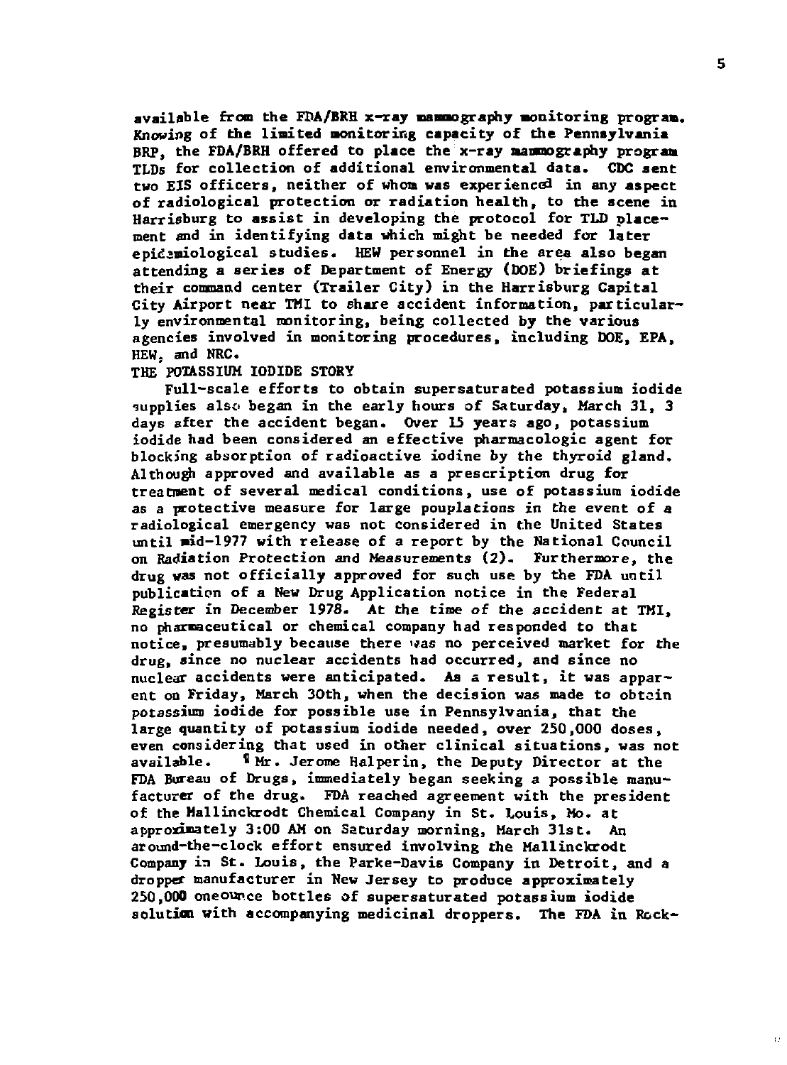available from the FDA/BRH x-ray mammography monitoring program. Knowing of the limited monitoring capacity of the Pennsylvania BRP, the FDA/BRH offered to place the x-ray mammography program TLDs for collection of additional environmental data. CDC sent two EIS officers, neither of whom was experienced in any aspect of radiological protection or radiation health, to the scene in Harrisburg to assist in developing the protocol for TLD placement and in identifying data which might be needed for later epidemiological studies. HEW personnel in the area also began attending a series of Department of Energy (DOE) briefings at their command center (Trailer City) in the Harrisburg Capital City Airport near TMI to share accident information, particularly environmental monitoring, being collected by the various agencies involved in monitoring procedures, including DOE, EPA, HEW, and NRC.

## THE POTASSIUM IODIDE STORY

Full-scale efforts to obtain supersaturated potassium iodide supplies also began in the early hours of Saturday, March 31, 3 days after the accident began. Over 15 years ago, potassium iodide had been considered an effective pharmacologic agent for blocking absorption of radioactive iodine by the thyroid gland. Although approved and available as a prescription drug for treatment of several medical conditions, use of potassium iodide as a protective measure for large pouplations in the event of a radiological emergency was not considered in the United States until mid-1977 with release of a report by the National Council on Radiation Protection and Measurements (2). Furthermore, the drug was not officially approved for such use by the FDA until publication of a New Drug Application notice in the Federal Register in December 1978. At the time of the accident at TMI, no pharmaceutical or chemical company had responded to that notice, presumably because there was no perceived market for the drug, since no nuclear accidents had occurred, and since no nuclear accidents were anticipated. As a result, it was apparent on Friday, March 30th, when the decision was made to obtain potassium iodide for possible use in Pennsylvania, that the large quantity of potassium iodide needed, over 250,000 doses, even considering that used in other clinical situations, was not available. ¶ Mr. Jerome Halperin, the Deputy Director at the FDA Bureau of Drugs, immediately began seeking a possible manufacturer of the drug. FDA reached agreement with the president of the Mallinckrodt Chemical Company in St. Louis, Mo. at approximately 3:00 AM on Saturday morning, March 31st. An around-the-clock effort ensured involving the Mallinckrodt Company in St. Louis, the Parke-Davis Company in Detroit, and a dropper manufacturer in New Jersey to produce approximately 250,000 oneounce bottles of supersaturated potassium iodide solution with accompanying medicinal droppers. The FDA in Rock-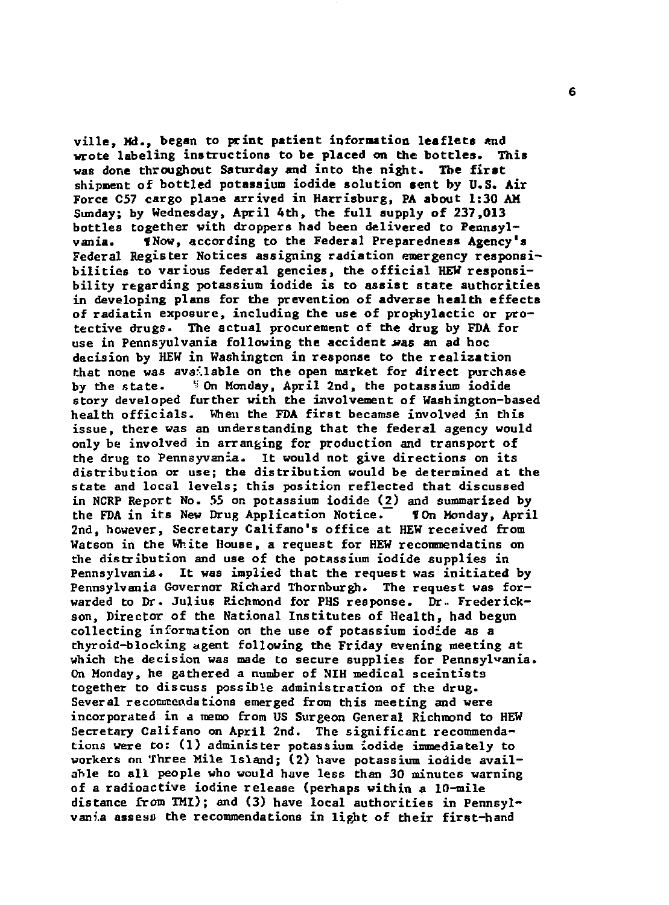ville, Md., began to print patient information leaflets and wrote labeling instructions to be placed on the bottles. This was done throughout Saturday and into the night. The first shipment of bottled potassium iodide solution sent by U.S. Air Force C57 cargo plane arrived in Harrisburg, PA about 1:30 AM Sunday; by Wednesday, April 4th, the full supply of 237,013 bottles together with droppers had been delivered to Pennsylvania.

Now, according to the Federal Preparedness Agency's Federal Register Notices assigning radiation emergency responsibilities to various federal gencies, the official HEW responsibility regarding potassium iodide is to assist state authorities in developing plans for the prevention of adverse health effects of radiatin exposure, including the use of prophylactic or protective drugs. The actual procurement of the drug by FDA for use in Pennsyulvania following the accident was an ad hoc decision by HEW in Washington in response to the realization that none was available on the open market for direct purchase by the state.

On Monday, April 2nd, the potassium iodide story developed further with the involvement of Washington-based health officials. When the FDA first becamse involved in this issue, there was an understanding that the federal agency would only be involved in arranging for production and transport of the drug to Pennsyvania. It would not give directions on its distribution or use; the distribution would be determined at the state and local levels; this position reflected that discussed in NCRP Report No. 55 on potassium iodide (2) and summarized by the FDA in its New Drug Application Notice.

On Monday, April 2nd, however, Secretary Califano's office at HEW received from Watson in the White House, a request for HEW recommendatins on the distribution and use of the potassium iodide supplies in Pennsylvania. It was implied that the request was initiated by Pennsylvania Governor Richard Thornburgh. The request was forwarded to Dr. Julius Richmond for PHS response. Dr. Frederickson, Director of the National Institutes of Health, had begun collecting information on the use of potassium iodide as a thyroid-blocking agent following the Friday evening meeting at which the decision was made to secure supplies for Pennsylvania. On Monday, he gathered a number of NIH medical sceintists together to discuss possible administration of the drug. Several recommendations emerged from this meeting and were incorporated in a memo from US Surgeon General Richmond to HEW Secretary Califano on April 2nd. The significant recommendations were to: (1) administer potassium iodide immediately to workers on Three Mile Island; (2) have potassium iodide available to all people who would have less than 30 minutes warning of a radioactive iodine release (perhaps within a 10-mile distance from TMI); and (3) have local authorities in Pennsylvania assess the recommendations in light of their first-hand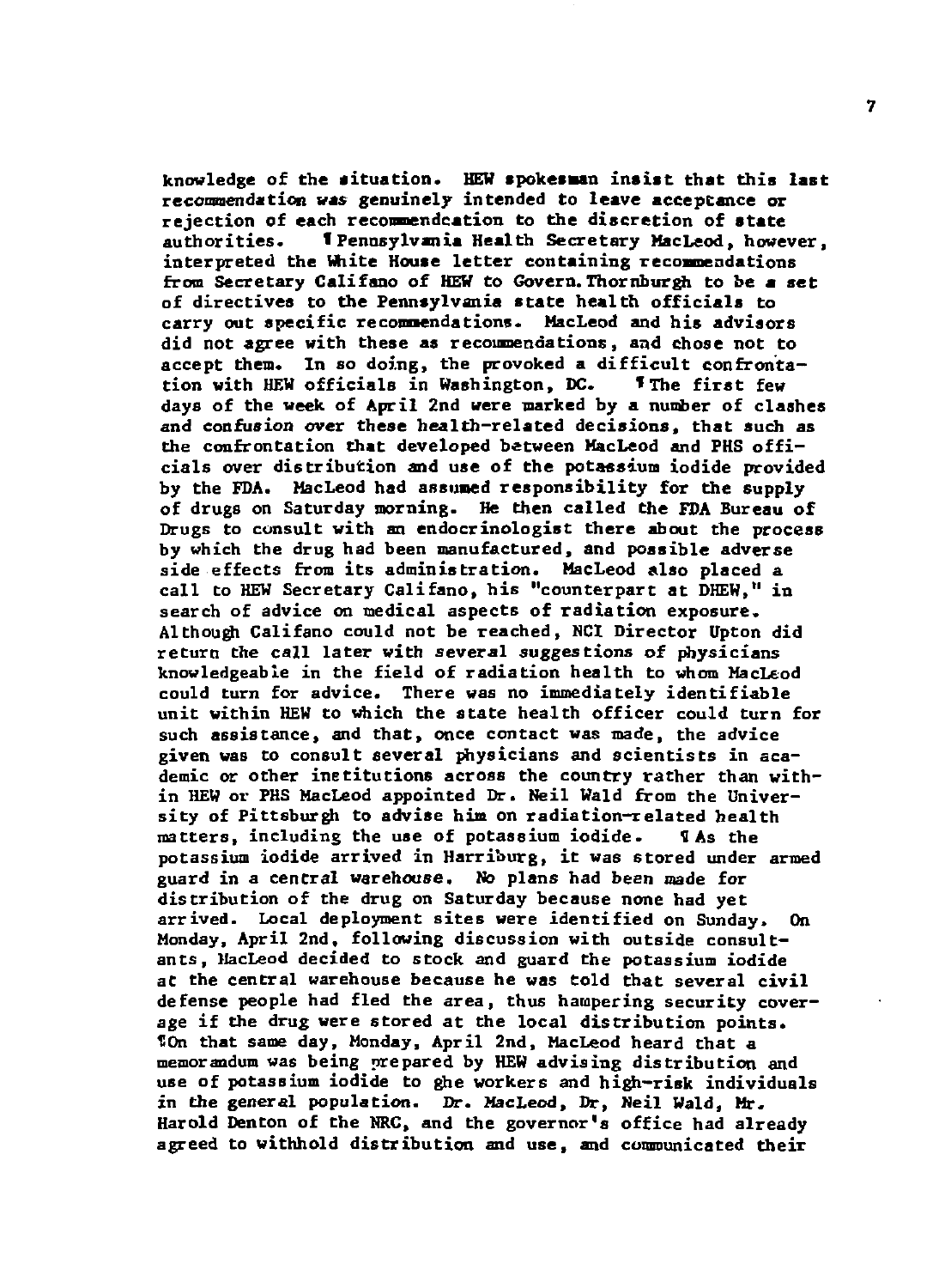knowledge of the situation. HEW spokesman insist that this last recommendation was genuinely intended to leave acceptance or rejection of each recommendcation to the discretion of state authorities.

Pennsylvania Health Secretary MacLeod, however, interpreted the White House letter containing recommendations from Secretary Califano of HEW to Govern. Thornburgh to be a set of directives to the Pennsylvania state health officials to carry out specific recommendations. MacLeod and his advisors did not agree with these as recommendations, and chose not to accept them. In so doing, the provoked a difficult confrontation with HEW officials in Washington, DC.

The first few days of the week of April 2nd were marked by a number of clashes and confusion over these health-related decisions, that such as the confrontation that developed between MacLeod and PHS officials over distribution and use of the potassium iodide provided by the FDA. MacLeod had assumed responsibility for the supply of drugs on Saturday morning. He then called the FDA Bureau of Drugs to consult with an endocrinologist there about the process by which the drug had been manufactured, and possible adverse side effects from its administration. MacLeod also placed a call to HEW Secretary Califano, his "counterpart at DHEW," in search of advice on medical aspects of radiation exposure. Although Califano could not be reached, NCI Director Upton did return the call later with several suggestions of physicians knowledgeable in the field of radiation health to whom MacLeod could turn for advice. There was no immediately identifiable unit within HEW to which the state health officer could turn for such assistance, and that, once contact was made, the advice given was to consult several physicians and scientists in academic or other institutions across the country rather than within HEW or PHS MacLeod appointed Dr. Neil Wald from the University of Pittsburgh to advise him on radiation-related health matters, including the use of potassium iodide.

As the potassium iodide arrived in Harriburg, it was stored under armed guard in a central warehouse. No plans had been made for distribution of the drug on Saturday because none had yet arrived. Local deployment sites were identified on Sunday. On Monday, April 2nd, following discussion with outside consultants, MacLeod decided to stock and guard the potassium iodide at the central warehouse because he was told that several civil defense people had fled the area, thus hampering security coverage if the drug were stored at the local distribution points.

On that same day, Monday, April 2nd, MacLeod heard that a memorandum was being prepared by HEW advising distribution and use of potassium iodide to ghe workers and high-risk individuals in the general population. Dr. MacLeod, Dr, Neil Wald, Mr. Harold Denton of the NRC, and the governor's office had already agreed to withhold distribution and use, and communicated their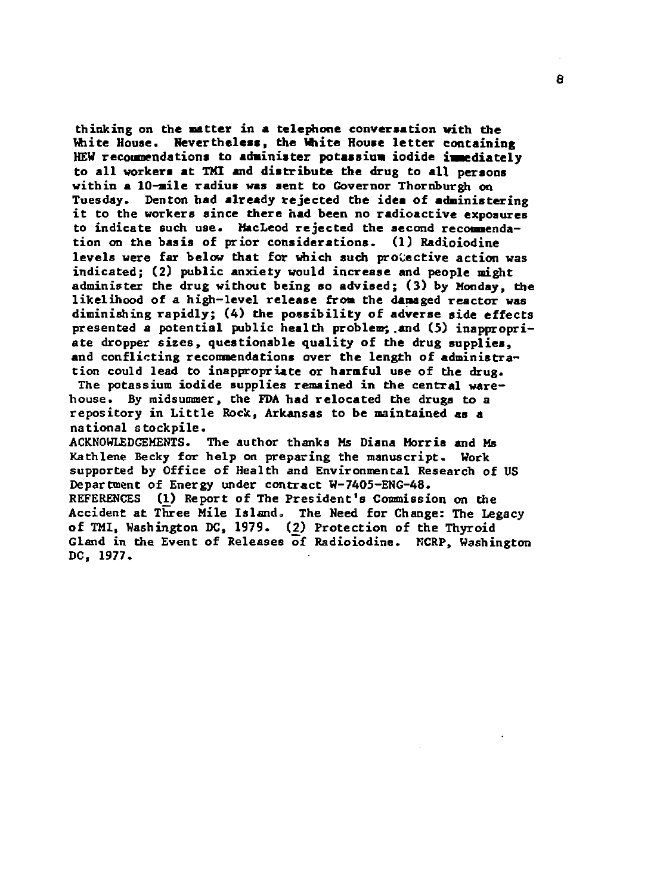thinking on the matter in a telephone conversation with the White House. Nevertheless, the White House letter containing HEW recommendations to administer potassium iodide immediately to all workers at TMI and distribute the drug to all persons within a 10-mile radius was sent to Governor Thornburgh on Tuesday. Denton had already rejected the idea of administering it to the workers since there had been no radioactive exposures to indicate such use. MacLeod rejected the second recommendation on the basis of prior considerations. (1) Radioiodine levels were far below that for which such protective action was indicated; (2) public anxiety would increase and people might administer the drug without being so advised; (3) by Monday, the likelihood of a high-level release from the damaged reactor was diminishing rapidly; (4) the possibility of adverse side effects presented a potential public health problem; and (5) inappropriate dropper sizes, questionable quality of the drug supplies, and conflicting recommendations over the length of administration could lead to inappropriate or harmful use of the drug.

The potassium iodide supplies remained in the central warehouse. By midsummer, the FDA had relocated the drugs to a repository in Little Rock, Arkansas to be maintained as a national stockpile.

ACKNOWLEDGEMENTS. The author thanks Ms Diana Morris and Ms Kathlene Becky for help on preparing the manuscript. Work supported by Office of Health and Environmental Research of US Department of Energy under contract W-7405-ENG-48.

REFERENCES (1) Report of The President's Commission on the Accident at Three Mile Island. The Need for Change: The Legacy of TMI, Washington DC, 1979. (2) Protection of the Thyroid Gland in the Event of Releases of Radioiodine. NCRP, Washington DC, 1977.